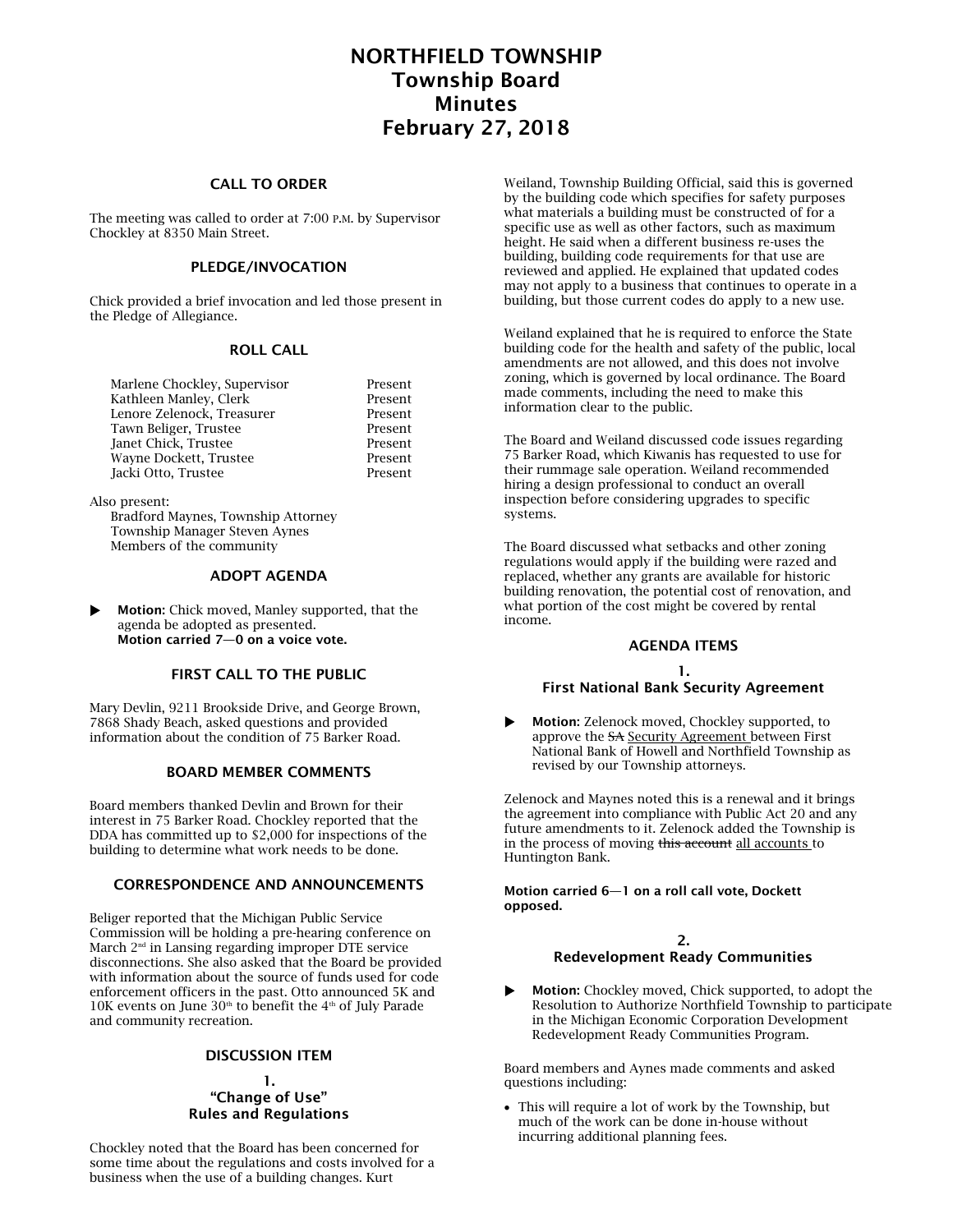# NORTHFIELD TOWNSHIP
# Township Board
# Minutes
# February 27, 2018

## CALL TO ORDER

The meeting was called to order at 7:00 P.M. by Supervisor Chockley at 8350 Main Street.

## PLEDGE/INVOCATION

Chick provided a brief invocation and led those present in the Pledge of Allegiance.

## ROLL CALL

| | |
|---|---|
| Marlene Chockley, Supervisor | Present |
| Kathleen Manley, Clerk | Present |
| Lenore Zelenock, Treasurer | Present |
| Tawn Beliger, Trustee | Present |
| Janet Chick, Trustee | Present |
| Wayne Dockett, Trustee | Present |
| Jacki Otto, Trustee | Present |

Also present:
- Bradford Maynes, Township Attorney
- Township Manager Steven Aynes
- Members of the community

## ADOPT AGENDA

▶ **Motion:** Chick moved, Manley supported, that the agenda be adopted as presented.
**Motion carried 7—0 on a voice vote.**

## FIRST CALL TO THE PUBLIC

Mary Devlin, 9211 Brookside Drive, and George Brown, 7868 Shady Beach, asked questions and provided information about the condition of 75 Barker Road.

## BOARD MEMBER COMMENTS

Board members thanked Devlin and Brown for their interest in 75 Barker Road. Chockley reported that the DDA has committed up to $2,000 for inspections of the building to determine what work needs to be done.

## CORRESPONDENCE AND ANNOUNCEMENTS

Beliger reported that the Michigan Public Service Commission will be holding a pre-hearing conference on March 2nd in Lansing regarding improper DTE service disconnections. She also asked that the Board be provided with information about the source of funds used for code enforcement officers in the past. Otto announced 5K and 10K events on June 30th to benefit the 4th of July Parade and community recreation.

## DISCUSSION ITEM

### 1.
### "Change of Use" Rules and Regulations

Chockley noted that the Board has been concerned for some time about the regulations and costs involved for a business when the use of a building changes. Kurt Weiland, Township Building Official, said this is governed by the building code which specifies for safety purposes what materials a building must be constructed of for a specific use as well as other factors, such as maximum height. He said when a different business re-uses the building, building code requirements for that use are reviewed and applied. He explained that updated codes may not apply to a business that continues to operate in a building, but those current codes do apply to a new use.

Weiland explained that he is required to enforce the State building code for the health and safety of the public, local amendments are not allowed, and this does not involve zoning, which is governed by local ordinance. The Board made comments, including the need to make this information clear to the public.

The Board and Weiland discussed code issues regarding 75 Barker Road, which Kiwanis has requested to use for their rummage sale operation. Weiland recommended hiring a design professional to conduct an overall inspection before considering upgrades to specific systems.

The Board discussed what setbacks and other zoning regulations would apply if the building were razed and replaced, whether any grants are available for historic building renovation, the potential cost of renovation, and what portion of the cost might be covered by rental income.

## AGENDA ITEMS

### 1.
### First National Bank Security Agreement

▶ **Motion:** Zelenock moved, Chockley supported, to approve the ~~SA~~ Security Agreement between First National Bank of Howell and Northfield Township as revised by our Township attorneys.

Zelenock and Maynes noted this is a renewal and it brings the agreement into compliance with Public Act 20 and any future amendments to it. Zelenock added the Township is in the process of moving ~~this account~~ all accounts to Huntington Bank.

**Motion carried 6—1 on a roll call vote, Dockett opposed.**

### 2.
### Redevelopment Ready Communities

▶ **Motion:** Chockley moved, Chick supported, to adopt the Resolution to Authorize Northfield Township to participate in the Michigan Economic Corporation Development Redevelopment Ready Communities Program.

Board members and Aynes made comments and asked questions including:

- This will require a lot of work by the Township, but much of the work can be done in-house without incurring additional planning fees.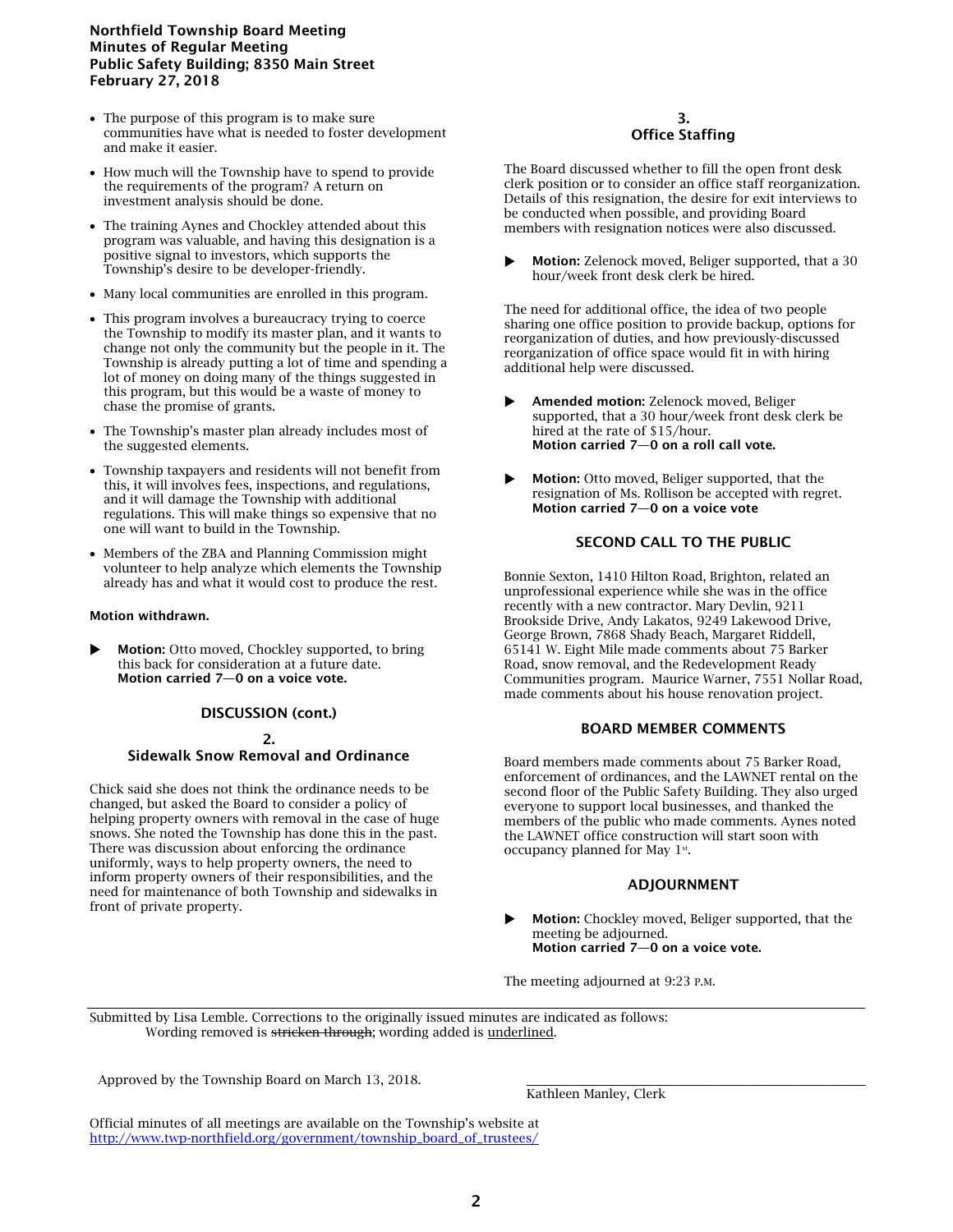**Northfield Township Board Meeting**
**Minutes of Regular Meeting**
**Public Safety Building; 8350 Main Street**
**February 27, 2018**

- The purpose of this program is to make sure communities have what is needed to foster development and make it easier.
- How much will the Township have to spend to provide the requirements of the program? A return on investment analysis should be done.
- The training Aynes and Chockley attended about this program was valuable, and having this designation is a positive signal to investors, which supports the Township's desire to be developer-friendly.
- Many local communities are enrolled in this program.
- This program involves a bureaucracy trying to coerce the Township to modify its master plan, and it wants to change not only the community but the people in it. The Township is already putting a lot of time and spending a lot of money on doing many of the things suggested in this program, but this would be a waste of money to chase the promise of grants.
- The Township's master plan already includes most of the suggested elements.
- Township taxpayers and residents will not benefit from this, it will involves fees, inspections, and regulations, and it will damage the Township with additional regulations. This will make things so expensive that no one will want to build in the Township.
- Members of the ZBA and Planning Commission might volunteer to help analyze which elements the Township already has and what it would cost to produce the rest.

**Motion withdrawn.**

▶ **Motion:** Otto moved, Chockley supported, to bring this back for consideration at a future date.
**Motion carried 7—0 on a voice vote.**

## DISCUSSION (cont.)

### 2. Sidewalk Snow Removal and Ordinance

Chick said she does not think the ordinance needs to be changed, but asked the Board to consider a policy of helping property owners with removal in the case of huge snows. She noted the Township has done this in the past. There was discussion about enforcing the ordinance uniformly, ways to help property owners, the need to inform property owners of their responsibilities, and the need for maintenance of both Township and sidewalks in front of private property.

### 3. Office Staffing

The Board discussed whether to fill the open front desk clerk position or to consider an office staff reorganization. Details of this resignation, the desire for exit interviews to be conducted when possible, and providing Board members with resignation notices were also discussed.

▶ **Motion:** Zelenock moved, Beliger supported, that a 30 hour/week front desk clerk be hired.

The need for additional office, the idea of two people sharing one office position to provide backup, options for reorganization of duties, and how previously-discussed reorganization of office space would fit in with hiring additional help were discussed.

▶ **Amended motion:** Zelenock moved, Beliger supported, that a 30 hour/week front desk clerk be hired at the rate of $15/hour.
**Motion carried 7—0 on a roll call vote.**

▶ **Motion:** Otto moved, Beliger supported, that the resignation of Ms. Rollison be accepted with regret.
**Motion carried 7—0 on a voice vote**

## SECOND CALL TO THE PUBLIC

Bonnie Sexton, 1410 Hilton Road, Brighton, related an unprofessional experience while she was in the office recently with a new contractor. Mary Devlin, 9211 Brookside Drive, Andy Lakatos, 9249 Lakewood Drive, George Brown, 7868 Shady Beach, Margaret Riddell, 65141 W. Eight Mile made comments about 75 Barker Road, snow removal, and the Redevelopment Ready Communities program. Maurice Warner, 7551 Nollar Road, made comments about his house renovation project.

## BOARD MEMBER COMMENTS

Board members made comments about 75 Barker Road, enforcement of ordinances, and the LAWNET rental on the second floor of the Public Safety Building. They also urged everyone to support local businesses, and thanked the members of the public who made comments. Aynes noted the LAWNET office construction will start soon with occupancy planned for May 1st.

## ADJOURNMENT

▶ **Motion:** Chockley moved, Beliger supported, that the meeting be adjourned.
**Motion carried 7—0 on a voice vote.**

The meeting adjourned at 9:23 P.M.

---

Submitted by Lisa Lemble. Corrections to the originally issued minutes are indicated as follows:
Wording removed is ~~stricken through~~; wording added is <u>underlined</u>.

Approved by the Township Board on March 13, 2018.

Kathleen Manley, Clerk

Official minutes of all meetings are available on the Township's website at http://www.twp-northfield.org/government/township_board_of_trustees/